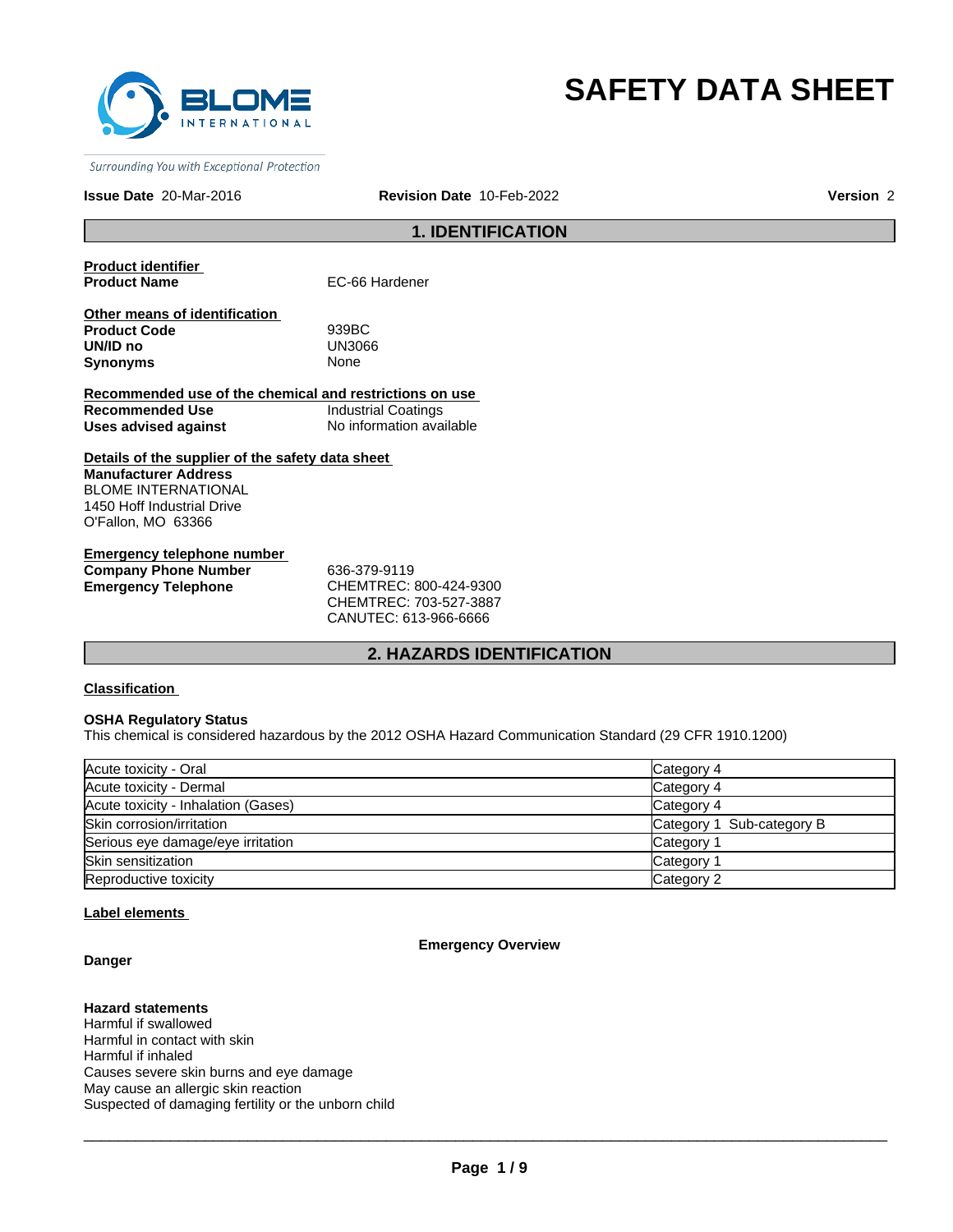BLOME INTERNATIONAL

*Surrounding You with Exceptional Protection*

# SAFETY DATA SHEET

**Issue Date** 20-Mar-2016 **Revision Date** 10-Feb-2022 **Version** 2

## 1. IDENTIFICATION

**Product identifier**

| | |
|---|---|
| **Product Name** | EC-66 Hardener |

**Other means of identification**

| | |
|---|---|
| **Product Code** | 939BC |
| **UN/ID no** | UN3066 |
| **Synonyms** | None |

**Recommended use of the chemical and restrictions on use**

| | |
|---|---|
| **Recommended Use** | Industrial Coatings |
| **Uses advised against** | No information available |

**Details of the supplier of the safety data sheet**

**Manufacturer Address**
BLOME INTERNATIONAL
1450 Hoff Industrial Drive
O'Fallon, MO 63366

**Emergency telephone number**

| | |
|---|---|
| **Company Phone Number** | 636-379-9119 |
| **Emergency Telephone** | CHEMTREC: 800-424-9300<br>CHEMTREC: 703-527-3887<br>CANUTEC: 613-966-6666 |

## 2. HAZARDS IDENTIFICATION

**Classification**

**OSHA Regulatory Status**
This chemical is considered hazardous by the 2012 OSHA Hazard Communication Standard (29 CFR 1910.1200)

| | |
|---|---|
| Acute toxicity - Oral | Category 4 |
| Acute toxicity - Dermal | Category 4 |
| Acute toxicity - Inhalation (Gases) | Category 4 |
| Skin corrosion/irritation | Category 1 Sub-category B |
| Serious eye damage/eye irritation | Category 1 |
| Skin sensitization | Category 1 |
| Reproductive toxicity | Category 2 |

**Label elements**

**Emergency Overview**

**Danger**

**Hazard statements**
Harmful if swallowed
Harmful in contact with skin
Harmful if inhaled
Causes severe skin burns and eye damage
May cause an allergic skin reaction
Suspected of damaging fertility or the unborn child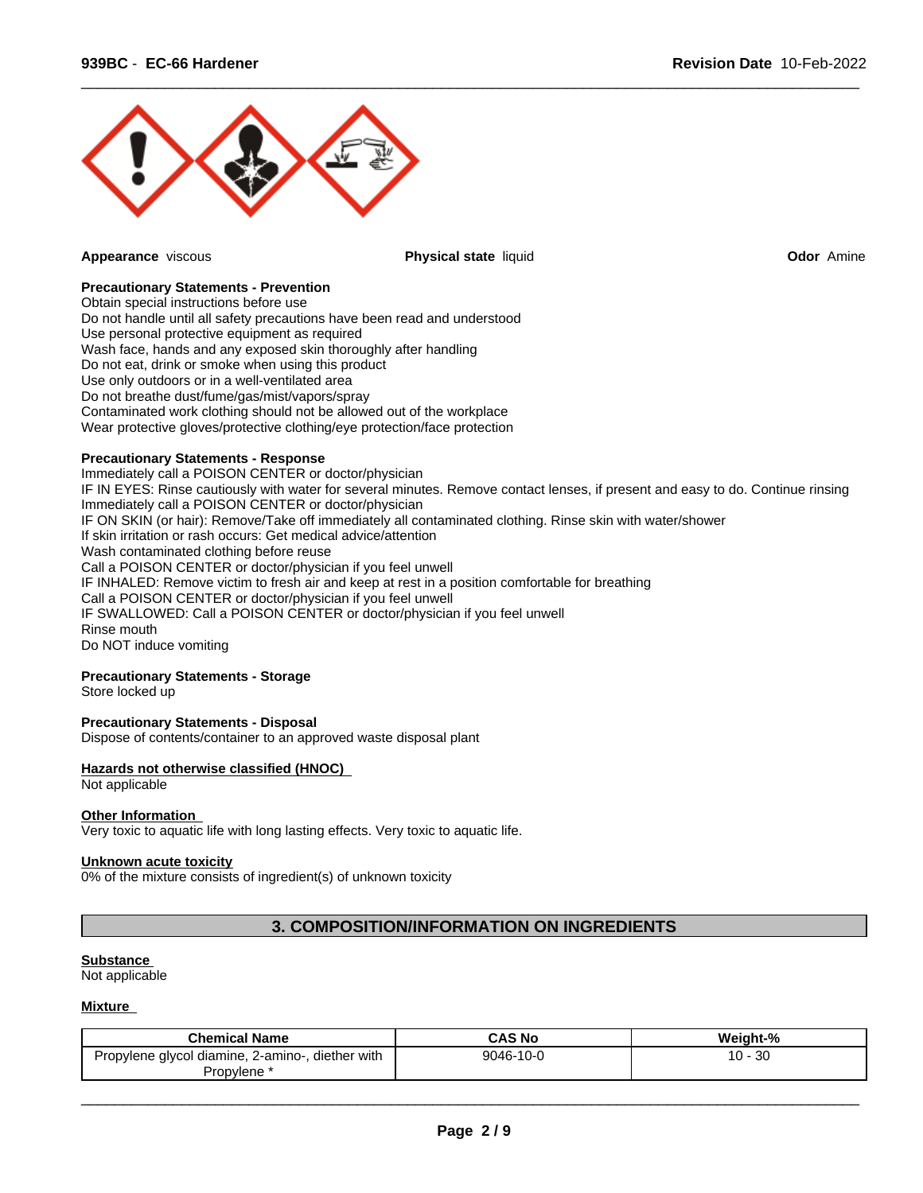**Appearance** viscous

**Physical state** liquid

**Odor** Amine

**Precautionary Statements - Prevention**

Obtain special instructions before use
Do not handle until all safety precautions have been read and understood
Use personal protective equipment as required
Wash face, hands and any exposed skin thoroughly after handling
Do not eat, drink or smoke when using this product
Use only outdoors or in a well-ventilated area
Do not breathe dust/fume/gas/mist/vapors/spray
Contaminated work clothing should not be allowed out of the workplace
Wear protective gloves/protective clothing/eye protection/face protection

**Precautionary Statements - Response**

Immediately call a POISON CENTER or doctor/physician
IF IN EYES: Rinse cautiously with water for several minutes. Remove contact lenses, if present and easy to do. Continue rinsing
Immediately call a POISON CENTER or doctor/physician
IF ON SKIN (or hair): Remove/Take off immediately all contaminated clothing. Rinse skin with water/shower
If skin irritation or rash occurs: Get medical advice/attention
Wash contaminated clothing before reuse
Call a POISON CENTER or doctor/physician if you feel unwell
IF INHALED: Remove victim to fresh air and keep at rest in a position comfortable for breathing
Call a POISON CENTER or doctor/physician if you feel unwell
IF SWALLOWED: Call a POISON CENTER or doctor/physician if you feel unwell
Rinse mouth
Do NOT induce vomiting

**Precautionary Statements - Storage**

Store locked up

**Precautionary Statements - Disposal**

Dispose of contents/container to an approved waste disposal plant

**Hazards not otherwise classified (HNOC)**

Not applicable

**Other Information**

Very toxic to aquatic life with long lasting effects. Very toxic to aquatic life.

**Unknown acute toxicity**

0% of the mixture consists of ingredient(s) of unknown toxicity

## 3. COMPOSITION/INFORMATION ON INGREDIENTS

**Substance**

Not applicable

**Mixture**

| Chemical Name | CAS No | Weight-% |
|---|---|---|
| Propylene glycol diamine, 2-amino-, diether with Propylene * | 9046-10-0 | 10 - 30 |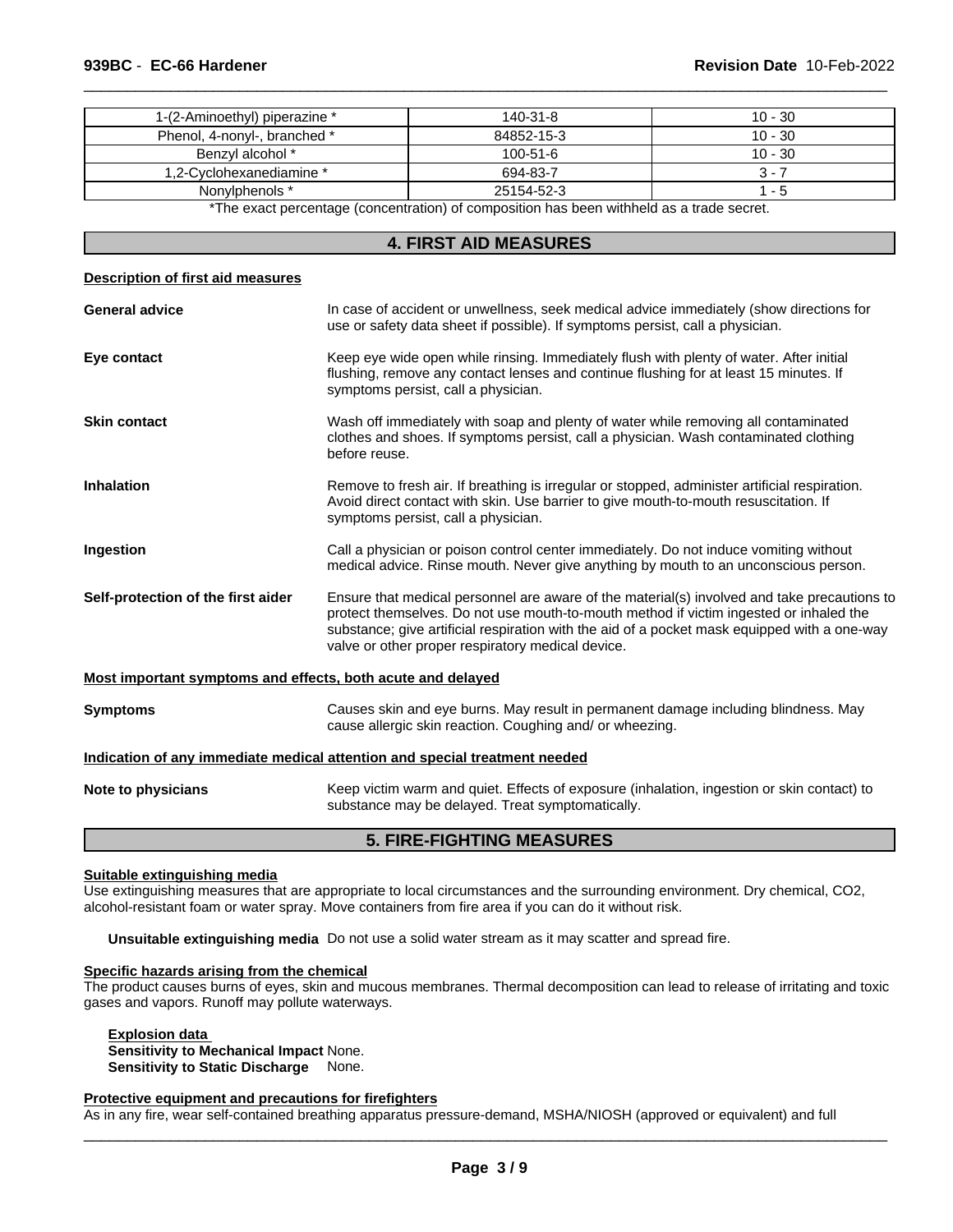| 1-(2-Aminoethyl) piperazine * | 140-31-8 | 10 - 30 |
|---|---|---|
| Phenol, 4-nonyl-, branched * | 84852-15-3 | 10 - 30 |
| Benzyl alcohol * | 100-51-6 | 10 - 30 |
| 1,2-Cyclohexanediamine * | 694-83-7 | 3 - 7 |
| Nonylphenols * | 25154-52-3 | 1 - 5 |

*The exact percentage (concentration) of composition has been withheld as a trade secret.

## 4. FIRST AID MEASURES

**Description of first aid measures**

**General advice** In case of accident or unwellness, seek medical advice immediately (show directions for use or safety data sheet if possible). If symptoms persist, call a physician.

**Eye contact** Keep eye wide open while rinsing. Immediately flush with plenty of water. After initial flushing, remove any contact lenses and continue flushing for at least 15 minutes. If symptoms persist, call a physician.

**Skin contact** Wash off immediately with soap and plenty of water while removing all contaminated clothes and shoes. If symptoms persist, call a physician. Wash contaminated clothing before reuse.

**Inhalation** Remove to fresh air. If breathing is irregular or stopped, administer artificial respiration. Avoid direct contact with skin. Use barrier to give mouth-to-mouth resuscitation. If symptoms persist, call a physician.

**Ingestion** Call a physician or poison control center immediately. Do not induce vomiting without medical advice. Rinse mouth. Never give anything by mouth to an unconscious person.

**Self-protection of the first aider** Ensure that medical personnel are aware of the material(s) involved and take precautions to protect themselves. Do not use mouth-to-mouth method if victim ingested or inhaled the substance; give artificial respiration with the aid of a pocket mask equipped with a one-way valve or other proper respiratory medical device.

**Most important symptoms and effects, both acute and delayed**

**Symptoms** Causes skin and eye burns. May result in permanent damage including blindness. May cause allergic skin reaction. Coughing and/ or wheezing.

**Indication of any immediate medical attention and special treatment needed**

**Note to physicians** Keep victim warm and quiet. Effects of exposure (inhalation, ingestion or skin contact) to substance may be delayed. Treat symptomatically.

## 5. FIRE-FIGHTING MEASURES

**Suitable extinguishing media**

Use extinguishing measures that are appropriate to local circumstances and the surrounding environment. Dry chemical, CO2, alcohol-resistant foam or water spray. Move containers from fire area if you can do it without risk.

**Unsuitable extinguishing media** Do not use a solid water stream as it may scatter and spread fire.

**Specific hazards arising from the chemical**

The product causes burns of eyes, skin and mucous membranes. Thermal decomposition can lead to release of irritating and toxic gases and vapors. Runoff may pollute waterways.

**Explosion data**
**Sensitivity to Mechanical Impact** None.
**Sensitivity to Static Discharge** None.

**Protective equipment and precautions for firefighters**

As in any fire, wear self-contained breathing apparatus pressure-demand, MSHA/NIOSH (approved or equivalent) and full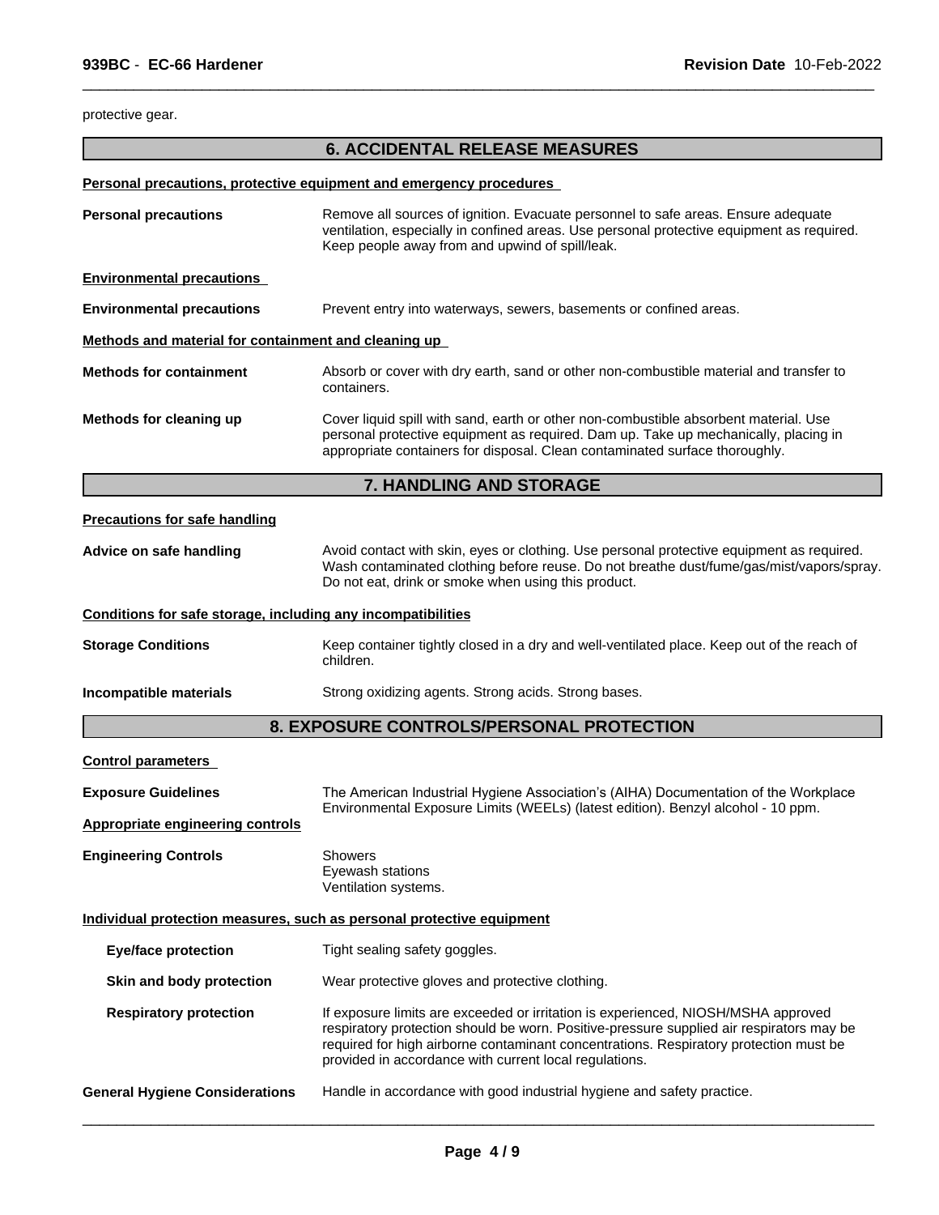protective gear.

## 6. ACCIDENTAL RELEASE MEASURES

**Personal precautions, protective equipment and emergency procedures**

**Personal precautions** Remove all sources of ignition. Evacuate personnel to safe areas. Ensure adequate ventilation, especially in confined areas. Use personal protective equipment as required. Keep people away from and upwind of spill/leak.

**Environmental precautions**

**Environmental precautions** Prevent entry into waterways, sewers, basements or confined areas.

**Methods and material for containment and cleaning up**

**Methods for containment** Absorb or cover with dry earth, sand or other non-combustible material and transfer to containers.

**Methods for cleaning up** Cover liquid spill with sand, earth or other non-combustible absorbent material. Use personal protective equipment as required. Dam up. Take up mechanically, placing in appropriate containers for disposal. Clean contaminated surface thoroughly.

## 7. HANDLING AND STORAGE

**Precautions for safe handling**

**Advice on safe handling** Avoid contact with skin, eyes or clothing. Use personal protective equipment as required. Wash contaminated clothing before reuse. Do not breathe dust/fume/gas/mist/vapors/spray. Do not eat, drink or smoke when using this product.

**Conditions for safe storage, including any incompatibilities**

**Storage Conditions** Keep container tightly closed in a dry and well-ventilated place. Keep out of the reach of children.

**Incompatible materials** Strong oxidizing agents. Strong acids. Strong bases.

## 8. EXPOSURE CONTROLS/PERSONAL PROTECTION

**Control parameters**

**Exposure Guidelines** The American Industrial Hygiene Association's (AIHA) Documentation of the Workplace Environmental Exposure Limits (WEELs) (latest edition). Benzyl alcohol - 10 ppm.

**Appropriate engineering controls**

**Engineering Controls** Showers
Eyewash stations
Ventilation systems.

**Individual protection measures, such as personal protective equipment**

**Eye/face protection** Tight sealing safety goggles.

**Skin and body protection** Wear protective gloves and protective clothing.

**Respiratory protection** If exposure limits are exceeded or irritation is experienced, NIOSH/MSHA approved respiratory protection should be worn. Positive-pressure supplied air respirators may be required for high airborne contaminant concentrations. Respiratory protection must be provided in accordance with current local regulations.

**General Hygiene Considerations** Handle in accordance with good industrial hygiene and safety practice.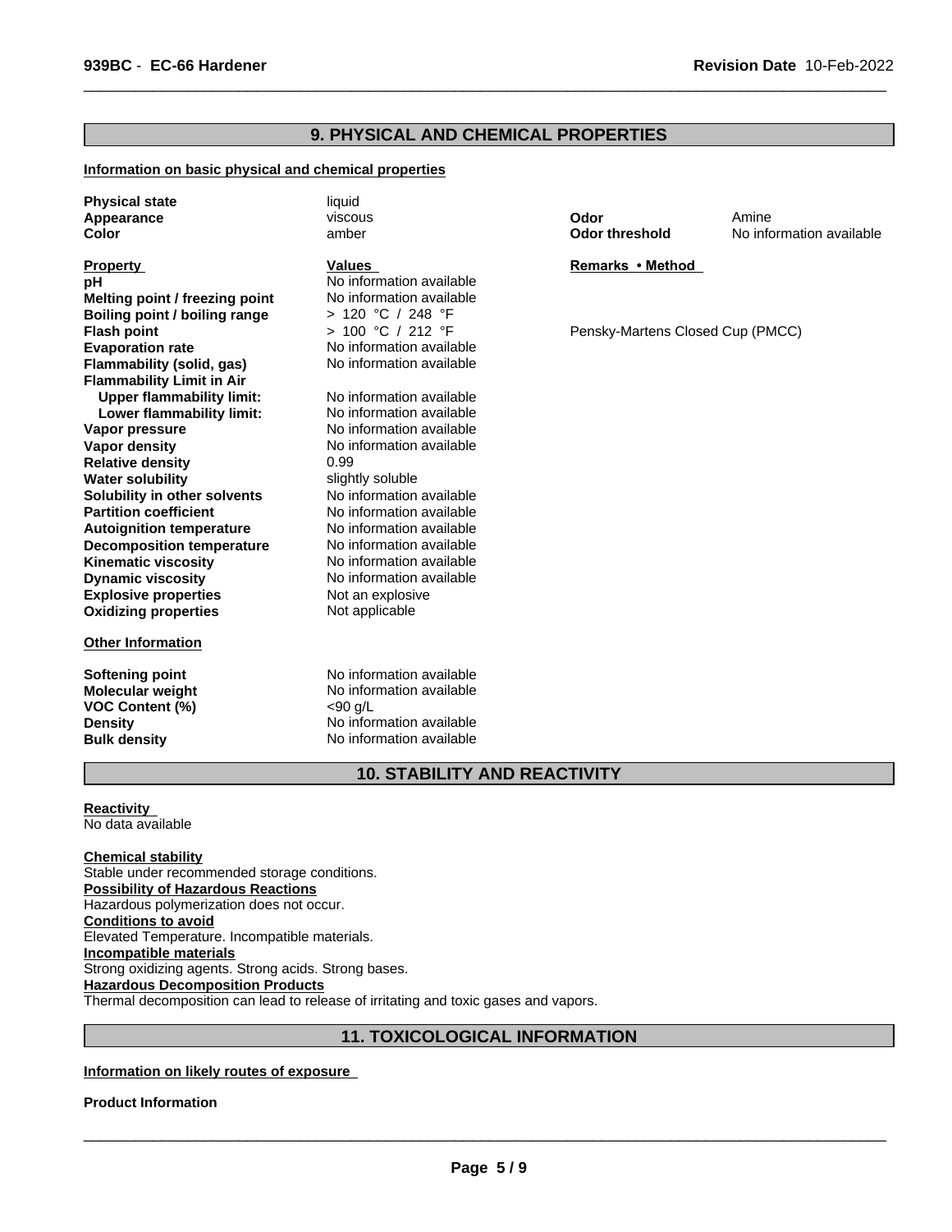## 9. PHYSICAL AND CHEMICAL PROPERTIES

**Information on basic physical and chemical properties**

| | | | |
|---|---|---|---|
| **Physical state** | liquid | | |
| **Appearance** | viscous | **Odor** | Amine |
| **Color** | amber | **Odor threshold** | No information available |

| **Property** | **Values** | **Remarks • Method** |
|---|---|---|
| **pH** | No information available | |
| **Melting point / freezing point** | No information available | |
| **Boiling point / boiling range** | > 120 °C / 248 °F | |
| **Flash point** | > 100 °C / 212 °F | Pensky-Martens Closed Cup (PMCC) |
| **Evaporation rate** | No information available | |
| **Flammability (solid, gas)** | No information available | |
| **Flammability Limit in Air** | | |
| **Upper flammability limit:** | No information available | |
| **Lower flammability limit:** | No information available | |
| **Vapor pressure** | No information available | |
| **Vapor density** | No information available | |
| **Relative density** | 0.99 | |
| **Water solubility** | slightly soluble | |
| **Solubility in other solvents** | No information available | |
| **Partition coefficient** | No information available | |
| **Autoignition temperature** | No information available | |
| **Decomposition temperature** | No information available | |
| **Kinematic viscosity** | No information available | |
| **Dynamic viscosity** | No information available | |
| **Explosive properties** | Not an explosive | |
| **Oxidizing properties** | Not applicable | |

**Other Information**

| | |
|---|---|
| **Softening point** | No information available |
| **Molecular weight** | No information available |
| **VOC Content (%)** | <90 g/L |
| **Density** | No information available |
| **Bulk density** | No information available |

## 10. STABILITY AND REACTIVITY

**Reactivity**
No data available

**Chemical stability**
Stable under recommended storage conditions.

**Possibility of Hazardous Reactions**
Hazardous polymerization does not occur.

**Conditions to avoid**
Elevated Temperature. Incompatible materials.

**Incompatible materials**
Strong oxidizing agents. Strong acids. Strong bases.

**Hazardous Decomposition Products**
Thermal decomposition can lead to release of irritating and toxic gases and vapors.

## 11. TOXICOLOGICAL INFORMATION

**Information on likely routes of exposure**

**Product Information**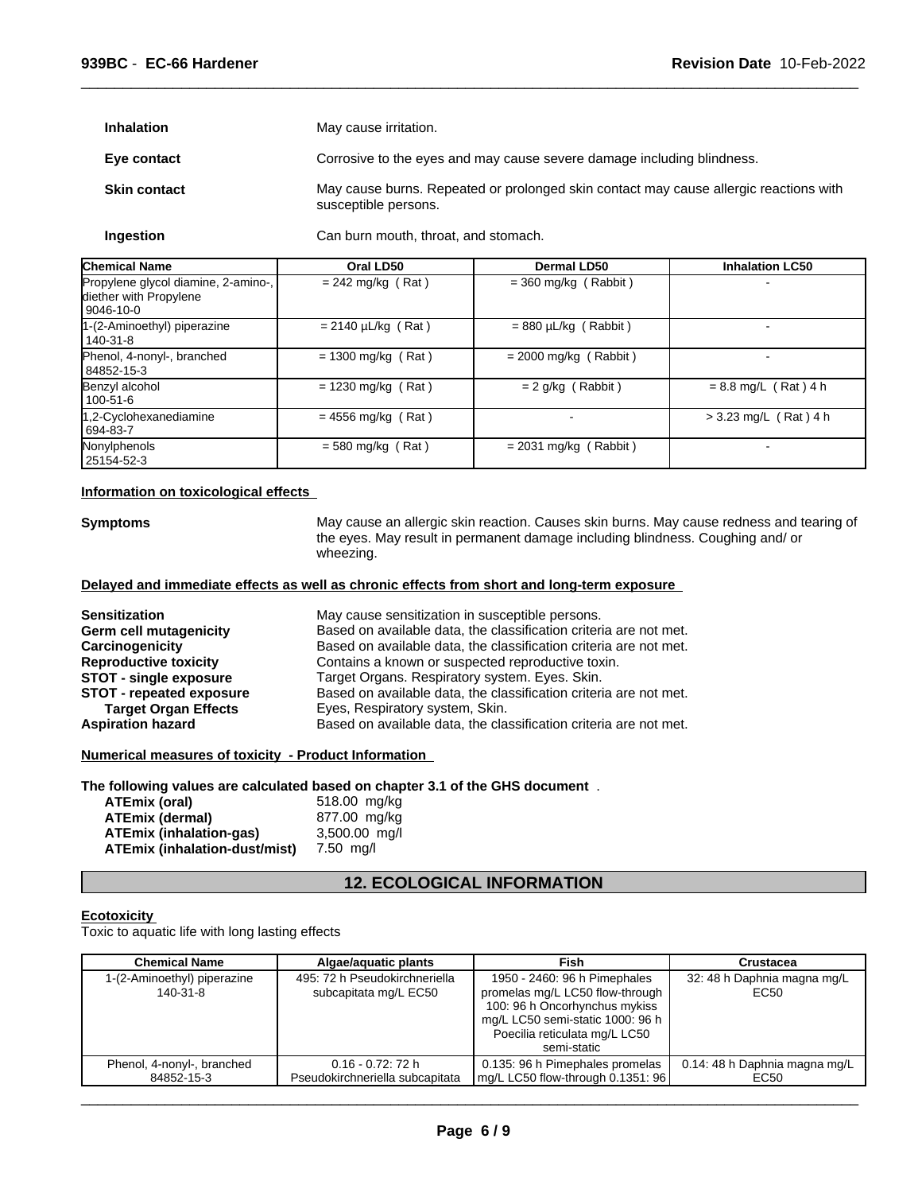**Inhalation** May cause irritation.

**Eye contact** Corrosive to the eyes and may cause severe damage including blindness.

**Skin contact** May cause burns. Repeated or prolonged skin contact may cause allergic reactions with susceptible persons.

**Ingestion** Can burn mouth, throat, and stomach.

| Chemical Name | Oral LD50 | Dermal LD50 | Inhalation LC50 |
|---|---|---|---|
| Propylene glycol diamine, 2-amino-, diether with Propylene 9046-10-0 | = 242 mg/kg ( Rat ) | = 360 mg/kg ( Rabbit ) | - |
| 1-(2-Aminoethyl) piperazine 140-31-8 | = 2140 µL/kg ( Rat ) | = 880 µL/kg ( Rabbit ) | - |
| Phenol, 4-nonyl-, branched 84852-15-3 | = 1300 mg/kg ( Rat ) | = 2000 mg/kg ( Rabbit ) | - |
| Benzyl alcohol 100-51-6 | = 1230 mg/kg ( Rat ) | = 2 g/kg ( Rabbit ) | = 8.8 mg/L ( Rat ) 4 h |
| 1,2-Cyclohexanediamine 694-83-7 | = 4556 mg/kg ( Rat ) | - | > 3.23 mg/L ( Rat ) 4 h |
| Nonylphenols 25154-52-3 | = 580 mg/kg ( Rat ) | = 2031 mg/kg ( Rabbit ) | - |

**Information on toxicological effects**

**Symptoms** May cause an allergic skin reaction. Causes skin burns. May cause redness and tearing of the eyes. May result in permanent damage including blindness. Coughing and/ or wheezing.

**Delayed and immediate effects as well as chronic effects from short and long-term exposure**

**Sensitization** May cause sensitization in susceptible persons.
**Germ cell mutagenicity** Based on available data, the classification criteria are not met.
**Carcinogenicity** Based on available data, the classification criteria are not met.
**Reproductive toxicity** Contains a known or suspected reproductive toxin.
**STOT - single exposure** Target Organs. Respiratory system. Eyes. Skin.
**STOT - repeated exposure** Based on available data, the classification criteria are not met.
**Target Organ Effects** Eyes, Respiratory system, Skin.
**Aspiration hazard** Based on available data, the classification criteria are not met.

**Numerical measures of toxicity - Product Information**

**The following values are calculated based on chapter 3.1 of the GHS document** .

**ATEmix (oral)** 518.00 mg/kg
**ATEmix (dermal)** 877.00 mg/kg
**ATEmix (inhalation-gas)** 3,500.00 mg/l
**ATEmix (inhalation-dust/mist)** 7.50 mg/l

## 12. ECOLOGICAL INFORMATION

**Ecotoxicity**

Toxic to aquatic life with long lasting effects

| Chemical Name | Algae/aquatic plants | Fish | Crustacea |
|---|---|---|---|
| 1-(2-Aminoethyl) piperazine 140-31-8 | 495: 72 h Pseudokirchneriella subcapitata mg/L EC50 | 1950 - 2460: 96 h Pimephales promelas mg/L LC50 flow-through 100: 96 h Oncorhynchus mykiss mg/L LC50 semi-static 1000: 96 h Poecilia reticulata mg/L LC50 semi-static | 32: 48 h Daphnia magna mg/L EC50 |
| Phenol, 4-nonyl-, branched 84852-15-3 | 0.16 - 0.72: 72 h Pseudokirchneriella subcapitata | 0.135: 96 h Pimephales promelas mg/L LC50 flow-through 0.1351: 96 | 0.14: 48 h Daphnia magna mg/L EC50 |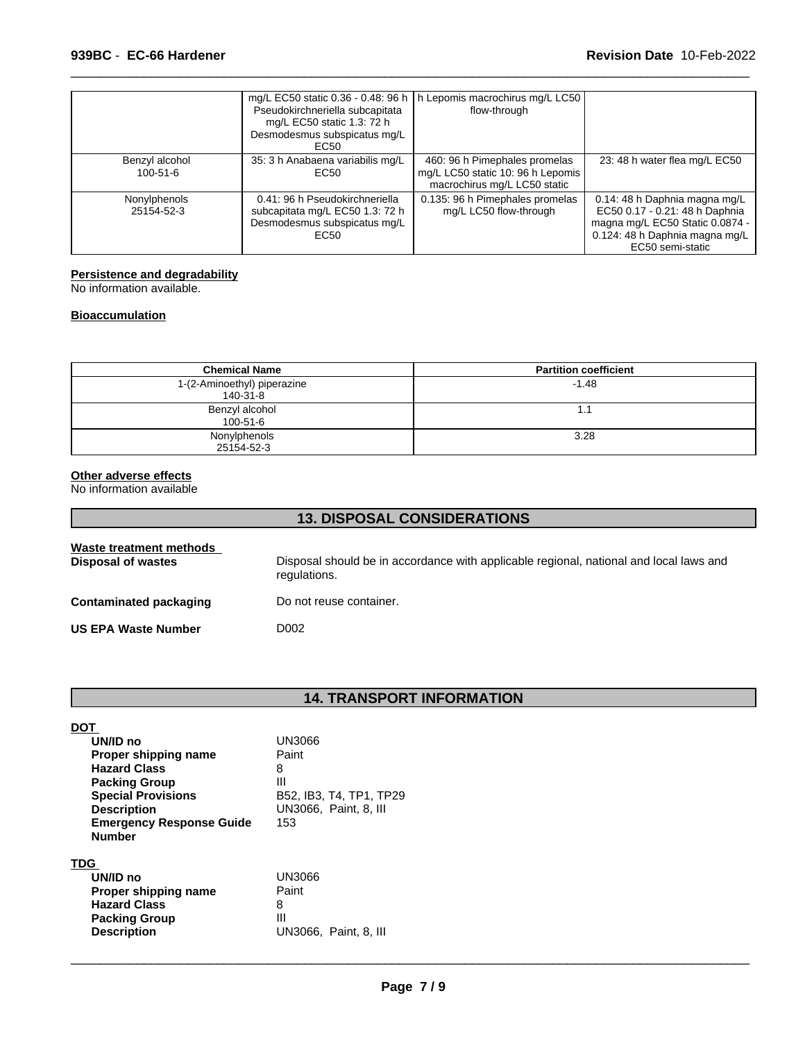| | mg/L EC50 static 0.36 - 0.48: 96 h Pseudokirchneriella subcapitata mg/L EC50 static 1.3: 72 h Desmodesmus subspicatus mg/L EC50 | h Lepomis macrochirus mg/L LC50 flow-through | |
|---|---|---|---|
| Benzyl alcohol 100-51-6 | 35: 3 h Anabaena variabilis mg/L EC50 | 460: 96 h Pimephales promelas mg/L LC50 static 10: 96 h Lepomis macrochirus mg/L LC50 static | 23: 48 h water flea mg/L EC50 |
| Nonylphenols 25154-52-3 | 0.41: 96 h Pseudokirchneriella subcapitata mg/L EC50 1.3: 72 h Desmodesmus subspicatus mg/L EC50 | 0.135: 96 h Pimephales promelas mg/L LC50 flow-through | 0.14: 48 h Daphnia magna mg/L EC50 0.17 - 0.21: 48 h Daphnia magna mg/L EC50 Static 0.0874 - 0.124: 48 h Daphnia magna mg/L EC50 semi-static |

**Persistence and degradability**

No information available.

**Bioaccumulation**

| Chemical Name | Partition coefficient |
|---|---|
| 1-(2-Aminoethyl) piperazine 140-31-8 | -1.48 |
| Benzyl alcohol 100-51-6 | 1.1 |
| Nonylphenols 25154-52-3 | 3.28 |

**Other adverse effects**

No information available

## 13. DISPOSAL CONSIDERATIONS

**Waste treatment methods**

**Disposal of wastes** Disposal should be in accordance with applicable regional, national and local laws and regulations.

**Contaminated packaging** Do not reuse container.

**US EPA Waste Number** D002

## 14. TRANSPORT INFORMATION

**DOT**

- **UN/ID no** UN3066
- **Proper shipping name** Paint
- **Hazard Class** 8
- **Packing Group** III
- **Special Provisions** B52, IB3, T4, TP1, TP29
- **Description** UN3066, Paint, 8, III
- **Emergency Response Guide Number** 153

**TDG**

- **UN/ID no** UN3066
- **Proper shipping name** Paint
- **Hazard Class** 8
- **Packing Group** III
- **Description** UN3066, Paint, 8, III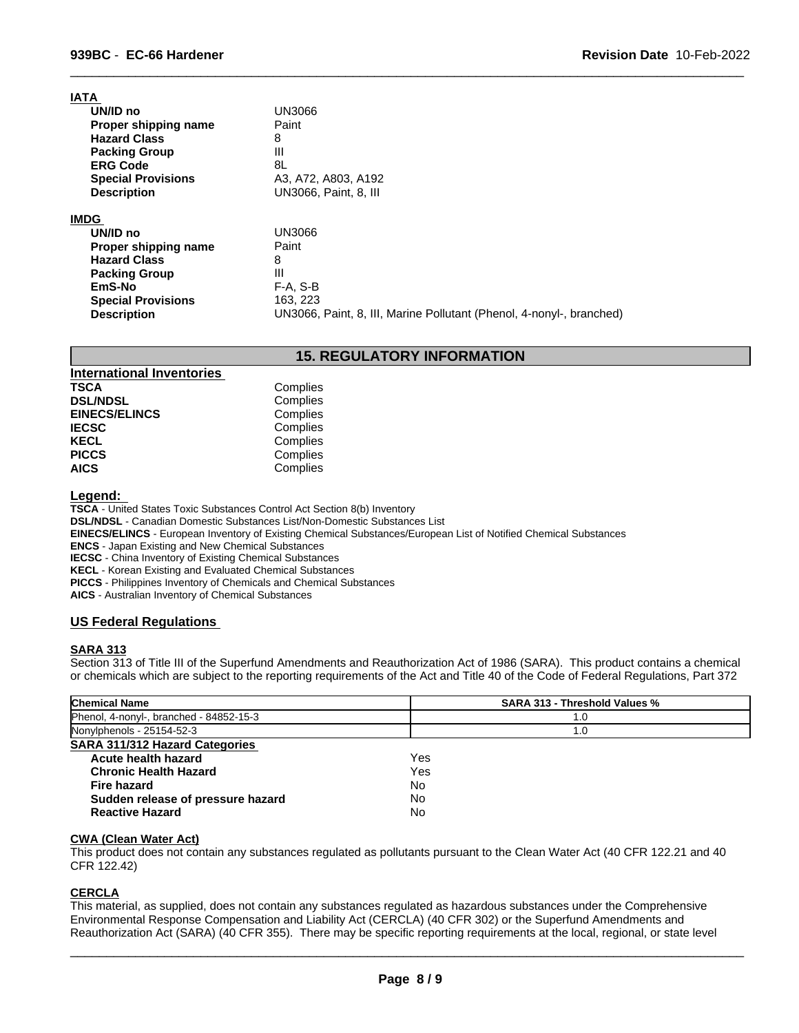**IATA**

| | |
|---|---|
| **UN/ID no** | UN3066 |
| **Proper shipping name** | Paint |
| **Hazard Class** | 8 |
| **Packing Group** | III |
| **ERG Code** | 8L |
| **Special Provisions** | A3, A72, A803, A192 |
| **Description** | UN3066, Paint, 8, III |

**IMDG**

| | |
|---|---|
| **UN/ID no** | UN3066 |
| **Proper shipping name** | Paint |
| **Hazard Class** | 8 |
| **Packing Group** | III |
| **EmS-No** | F-A, S-B |
| **Special Provisions** | 163, 223 |
| **Description** | UN3066, Paint, 8, III, Marine Pollutant (Phenol, 4-nonyl-, branched) |

## 15. REGULATORY INFORMATION

**International Inventories**

| | |
|---|---|
| **TSCA** | Complies |
| **DSL/NDSL** | Complies |
| **EINECS/ELINCS** | Complies |
| **IECSC** | Complies |
| **KECL** | Complies |
| **PICCS** | Complies |
| **AICS** | Complies |

**Legend:**

**TSCA** - United States Toxic Substances Control Act Section 8(b) Inventory
**DSL/NDSL** - Canadian Domestic Substances List/Non-Domestic Substances List
**EINECS/ELINCS** - European Inventory of Existing Chemical Substances/European List of Notified Chemical Substances
**ENCS** - Japan Existing and New Chemical Substances
**IECSC** - China Inventory of Existing Chemical Substances
**KECL** - Korean Existing and Evaluated Chemical Substances
**PICCS** - Philippines Inventory of Chemicals and Chemical Substances
**AICS** - Australian Inventory of Chemical Substances

### US Federal Regulations

**SARA 313**

Section 313 of Title III of the Superfund Amendments and Reauthorization Act of 1986 (SARA). This product contains a chemical or chemicals which are subject to the reporting requirements of the Act and Title 40 of the Code of Federal Regulations, Part 372

| Chemical Name | SARA 313 - Threshold Values % |
|---|---|
| Phenol, 4-nonyl-, branched - 84852-15-3 | 1.0 |
| Nonylphenols - 25154-52-3 | 1.0 |

**SARA 311/312 Hazard Categories**

| | |
|---|---|
| **Acute health hazard** | Yes |
| **Chronic Health Hazard** | Yes |
| **Fire hazard** | No |
| **Sudden release of pressure hazard** | No |
| **Reactive Hazard** | No |

**CWA (Clean Water Act)**

This product does not contain any substances regulated as pollutants pursuant to the Clean Water Act (40 CFR 122.21 and 40 CFR 122.42)

**CERCLA**

This material, as supplied, does not contain any substances regulated as hazardous substances under the Comprehensive Environmental Response Compensation and Liability Act (CERCLA) (40 CFR 302) or the Superfund Amendments and Reauthorization Act (SARA) (40 CFR 355). There may be specific reporting requirements at the local, regional, or state level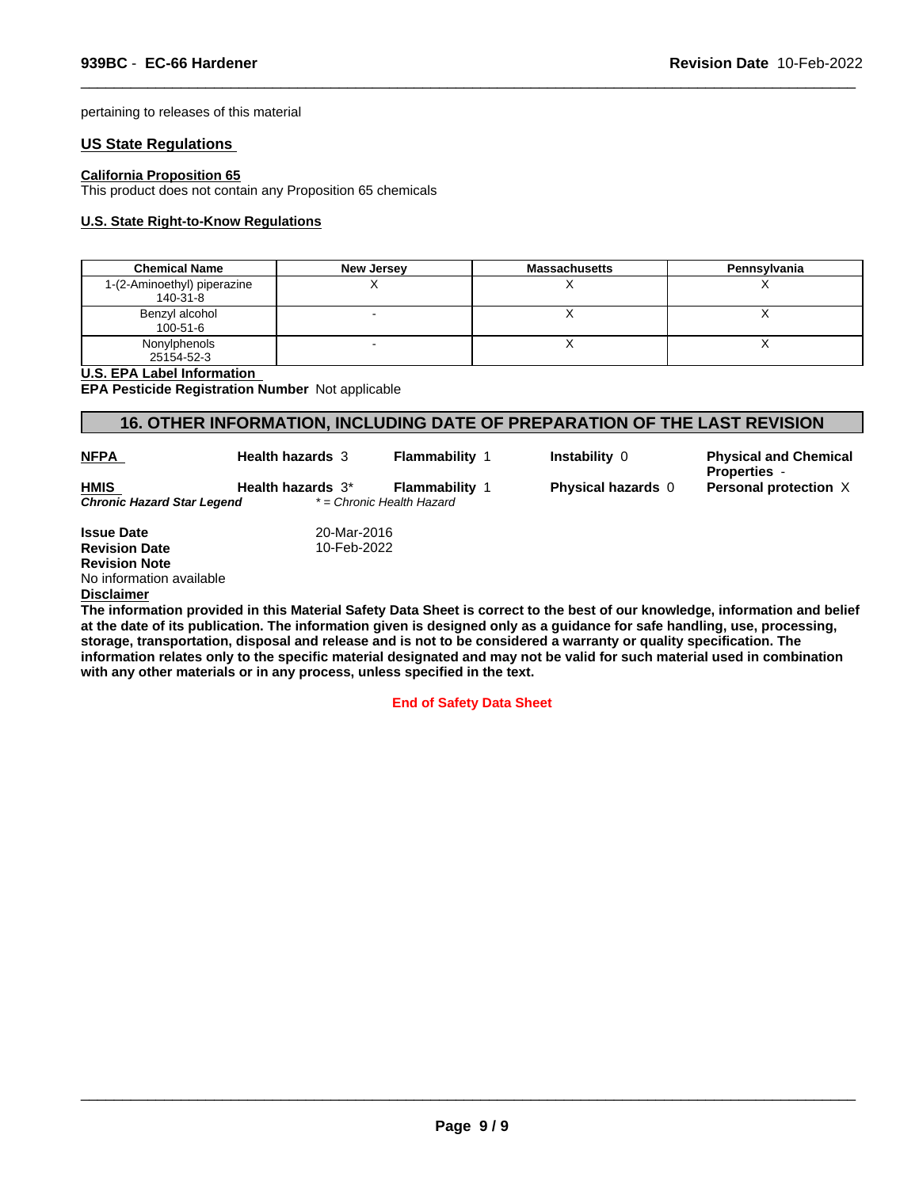pertaining to releases of this material

## US State Regulations

### California Proposition 65

This product does not contain any Proposition 65 chemicals

### U.S. State Right-to-Know Regulations

| Chemical Name | New Jersey | Massachusetts | Pennsylvania |
|---|---|---|---|
| 1-(2-Aminoethyl) piperazine<br>140-31-8 | X | X | X |
| Benzyl alcohol<br>100-51-6 | - | X | X |
| Nonylphenols<br>25154-52-3 | - | X | X |

### U.S. EPA Label Information

**EPA Pesticide Registration Number** Not applicable

## 16. OTHER INFORMATION, INCLUDING DATE OF PREPARATION OF THE LAST REVISION

| | | | | |
|---|---|---|---|---|
| **NFPA** | **Health hazards** 3 | **Flammability** 1 | **Instability** 0 | **Physical and Chemical Properties** - |
| **HMIS** | **Health hazards** 3* | **Flammability** 1 | **Physical hazards** 0 | **Personal protection** X |

***Chronic Hazard Star Legend*** *\* = Chronic Health Hazard*

**Issue Date** 20-Mar-2016
**Revision Date** 10-Feb-2022
**Revision Note**
No information available

**Disclaimer**

**The information provided in this Material Safety Data Sheet is correct to the best of our knowledge, information and belief at the date of its publication. The information given is designed only as a guidance for safe handling, use, processing, storage, transportation, disposal and release and is not to be considered a warranty or quality specification. The information relates only to the specific material designated and may not be valid for such material used in combination with any other materials or in any process, unless specified in the text.**

**End of Safety Data Sheet**